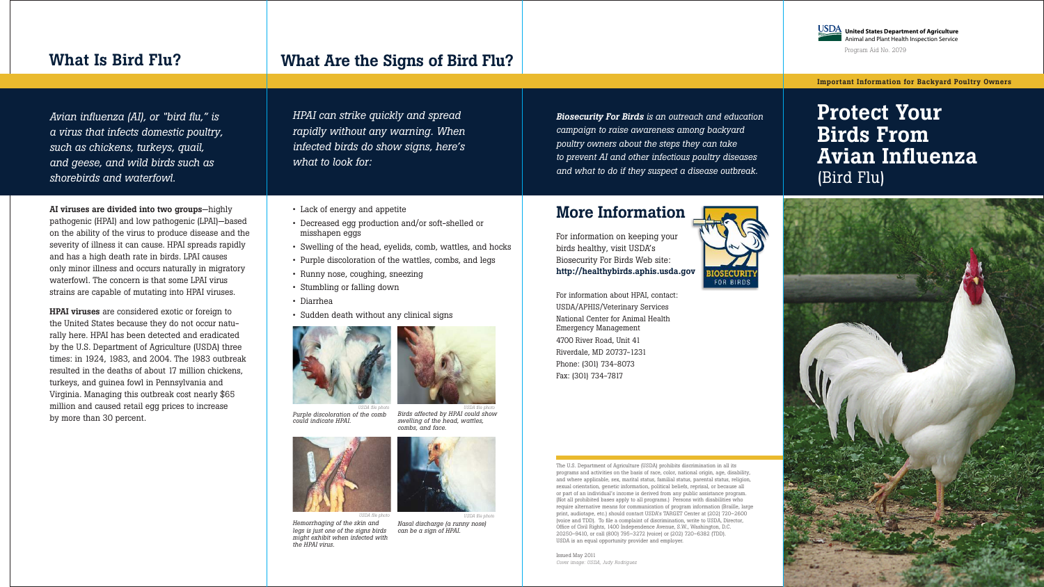## What Is Bird Flu?

*Avian influenza (AI), or "bird flu," is a virus that infects domestic poultry, such as chickens, turkeys, quail, and geese, and wild birds such as shorebirds and waterfowl.*

**AI viruses are divided into two groups**—highly pathogenic (HPAI) and low pathogenic (LPAI)—based on the ability of the virus to produce disease and the severity of illness it can cause. HPAI spreads rapidly and has a high death rate in birds. LPAI causes only minor illness and occurs naturally in migratory waterfowl. The concern is that some LPAI virus strains are capable of mutating into HPAI viruses.

**HPAI viruses** are considered exotic or foreign to the United States because they do not occur naturally here. HPAI has been detected and eradicated by the U.S. Department of Agriculture (USDA) three times: in 1924, 1983, and 2004. The 1983 outbreak resulted in the deaths of about 17 million chickens, turkeys, and guinea fowl in Pennsylvania and Virginia. Managing this outbreak cost nearly $65 million and caused retail egg prices to increase by more than 30 percent.

## What Are the Signs of Bird Flu?

*HPAI can strike quickly and spread rapidly without any warning. When infected birds do show signs, here's what to look for:*

- Lack of energy and appetite
- Decreased egg production and/or soft-shelled or misshapen eggs
- Swelling of the head, eyelids, comb, wattles, and hocks
- Purple discoloration of the wattles, combs, and legs
- Runny nose, coughing, sneezing
- Stumbling or falling down
- Diarrhea
- Sudden death without any clinical signs

*USDA file photo*

*Purple discoloration of the comb could indicate HPAI.*

*USDA file photo*

*Birds affected by HPAI could show swelling of the head, wattles, combs, and face.*

*USDA file photo*

*Hemorrhaging of the skin and legs is just one of the signs birds might exhibit when infected with the HPAI virus.*

*USDA file photo*

*Nasal discharge (a runny nose) can be a sign of HPAI.*

***Biosecurity For Birds** is an outreach and education campaign to raise awareness among backyard poultry owners about the steps they can take to prevent AI and other infectious poultry diseases and what to do if they suspect a disease outbreak.*

## More Information

For information on keeping your birds healthy, visit USDA's Biosecurity For Birds Web site: **http://healthybirds.aphis.usda.gov**

BIOSECURITY FOR BIRDS

For information about HPAI, contact:
USDA/APHIS/Veterinary Services
National Center for Animal Health Emergency Management
4700 River Road, Unit 41
Riverdale, MD 20737–1231
Phone: (301) 734–8073
Fax: (301) 734–7817

The U.S. Department of Agriculture (USDA) prohibits discrimination in all its programs and activities on the basis of race, color, national origin, age, disability, and where applicable, sex, marital status, familial status, parental status, religion, sexual orientation, genetic information, political beliefs, reprisal, or because all or part of an individual's income is derived from any public assistance program. (Not all prohibited bases apply to all programs.) Persons with disabilities who require alternative means for communication of program information (Braille, large print, audiotape, etc.) should contact USDA's TARGET Center at (202) 720–2600 (voice and TDD). To file a complaint of discrimination, write to USDA, Director, Office of Civil Rights, 1400 Independence Avenue, S.W., Washington, D.C. 20250–9410, or call (800) 795–3272 (voice) or (202) 720–6382 (TDD). USDA is an equal opportunity provider and employer.

Issued May 2011
*Cover image: USDA, Judy Rodriguez*

**USDA** United States Department of Agriculture
Animal and Plant Health Inspection Service
Program Aid No. 2079

**Important Information for Backyard Poultry Owners**

# Protect Your Birds From Avian Influenza (Bird Flu)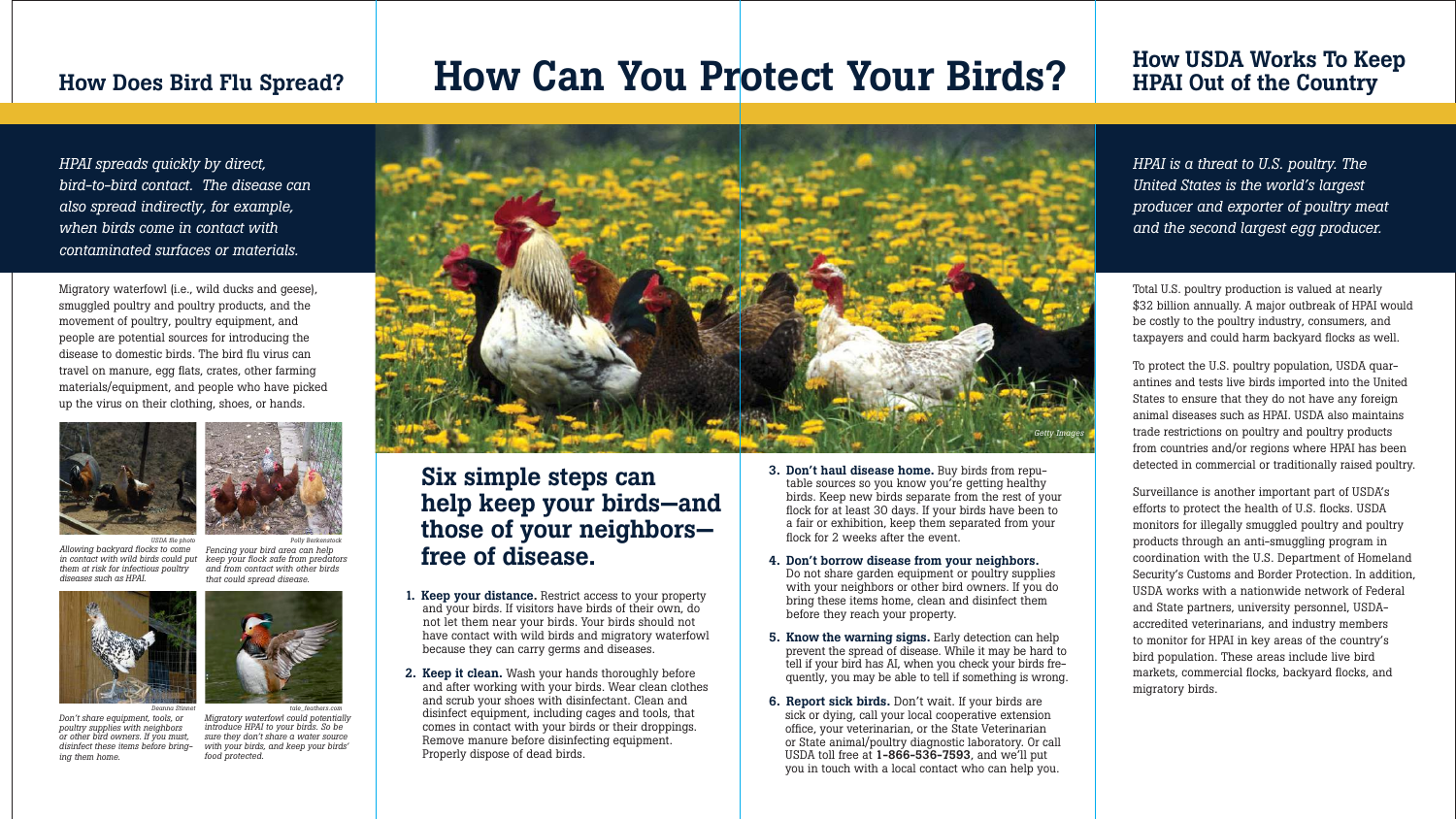## How Does Bird Flu Spread?

*HPAI spreads quickly by direct, bird-to-bird contact. The disease can also spread indirectly, for example, when birds come in contact with contaminated surfaces or materials.*

Migratory waterfowl (i.e., wild ducks and geese), smuggled poultry and poultry products, and the movement of poultry, poultry equipment, and people are potential sources for introducing the disease to domestic birds. The bird flu virus can travel on manure, egg flats, crates, other farming materials/equipment, and people who have picked up the virus on their clothing, shoes, or hands.

USDA file photo

*Allowing backyard flocks to come in contact with wild birds could put them at risk for infectious poultry diseases such as HPAI.*

Polly Berkenstock

*Fencing your bird area can help keep your flock safe from predators and from contact with other birds that could spread disease.*

Deanna Stonet

*Don't share equipment, tools, or poultry supplies with neighbors or other bird owners. If you must, disinfect these items before bringing them home.*

tale_feathers.com

*Migratory waterfowl could potentially introduce HPAI to your birds. So be sure they don't share a water source with your birds, and keep your birds' food protected.*

# How Can You Protect Your Birds?

Getty Images

## Six simple steps can help keep your birds—and those of your neighbors—free of disease.

1. **Keep your distance.** Restrict access to your property and your birds. If visitors have birds of their own, do not let them near your birds. Your birds should not have contact with wild birds and migratory waterfowl because they can carry germs and diseases.
2. **Keep it clean.** Wash your hands thoroughly before and after working with your birds. Wear clean clothes and scrub your shoes with disinfectant. Clean and disinfect equipment, including cages and tools, that comes in contact with your birds or their droppings. Remove manure before disinfecting equipment. Properly dispose of dead birds.
3. **Don't haul disease home.** Buy birds from reputable sources so you know you're getting healthy birds. Keep new birds separate from the rest of your flock for at least 30 days. If your birds have been to a fair or exhibition, keep them separated from your flock for 2 weeks after the event.
4. **Don't borrow disease from your neighbors.** Do not share garden equipment or poultry supplies with your neighbors or other bird owners. If you do bring these items home, clean and disinfect them before they reach your property.
5. **Know the warning signs.** Early detection can help prevent the spread of disease. While it may be hard to tell if your bird has AI, when you check your birds frequently, you may be able to tell if something is wrong.
6. **Report sick birds.** Don't wait. If your birds are sick or dying, call your local cooperative extension office, your veterinarian, or the State Veterinarian or State animal/poultry diagnostic laboratory. Or call USDA toll free at **1-866-536-7593**, and we'll put you in touch with a local contact who can help you.

## How USDA Works To Keep HPAI Out of the Country

*HPAI is a threat to U.S. poultry. The United States is the world's largest producer and exporter of poultry meat and the second largest egg producer.*

Total U.S. poultry production is valued at nearly $32 billion annually. A major outbreak of HPAI would be costly to the poultry industry, consumers, and taxpayers and could harm backyard flocks as well.

To protect the U.S. poultry population, USDA quarantines and tests live birds imported into the United States to ensure that they do not have any foreign animal diseases such as HPAI. USDA also maintains trade restrictions on poultry and poultry products from countries and/or regions where HPAI has been detected in commercial or traditionally raised poultry.

Surveillance is another important part of USDA's efforts to protect the health of U.S. flocks. USDA monitors for illegally smuggled poultry and poultry products through an anti-smuggling program in coordination with the U.S. Department of Homeland Security's Customs and Border Protection. In addition, USDA works with a nationwide network of Federal and State partners, university personnel, USDA-accredited veterinarians, and industry members to monitor for HPAI in key areas of the country's bird population. These areas include live bird markets, commercial flocks, backyard flocks, and migratory birds.